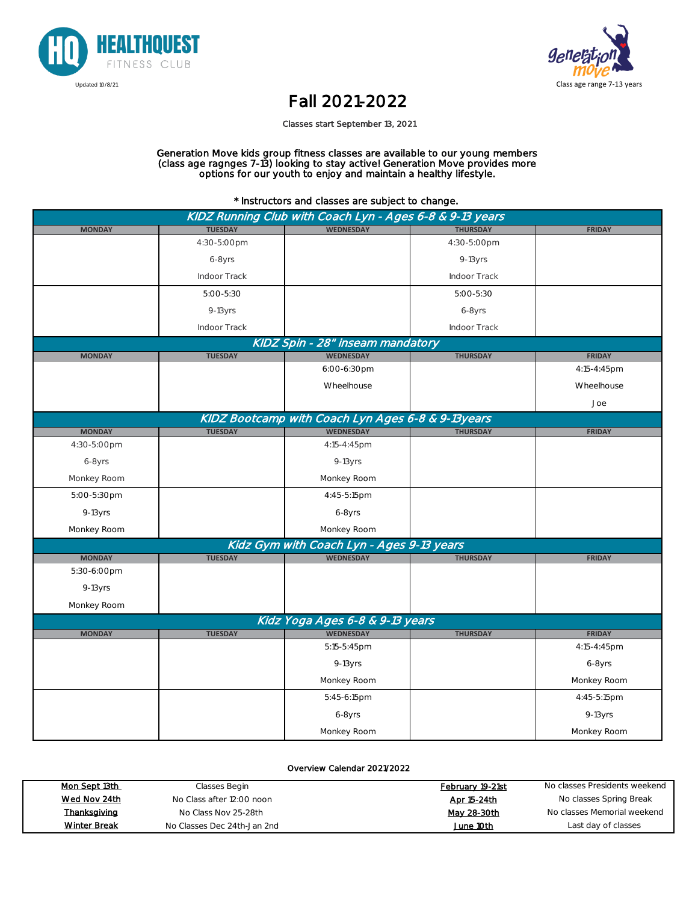HEALTHQUEST FITNESS CLUB

Updated 10/8/21

Generation Move

Class age range 7-13 years

# Fall 2021-2022

Classes start September 13, 2021

Generation Move kids group fitness classes are available to our young members (class age ragnges 7-13) looking to stay active! Generation Move provides more options for our youth to enjoy and maintain a healthy lifestyle.

\* Instructors and classes are subject to change.

## KIDZ Running Club with Coach Lyn - Ages 6-8 & 9-13 years

| MONDAY | TUESDAY | WEDNESDAY | THURSDAY | FRIDAY |
|---|---|---|---|---|
| | 4:30-5:00pm<br>6-8yrs<br>Indoor Track | | 4:30-5:00pm<br>9-13yrs<br>Indoor Track | |
| | 5:00-5:30<br>9-13yrs<br>Indoor Track | | 5:00-5:30<br>6-8yrs<br>Indoor Track | |

## KIDZ Spin - 28" inseam mandatory

| MONDAY | TUESDAY | WEDNESDAY | THURSDAY | FRIDAY |
|---|---|---|---|---|
| | | 6:00-6:30pm<br>Wheelhouse | | 4:15-4:45pm<br>Wheelhouse<br>Joe |

## KIDZ Bootcamp with Coach Lyn Ages 6-8 & 9-13years

| MONDAY | TUESDAY | WEDNESDAY | THURSDAY | FRIDAY |
|---|---|---|---|---|
| 4:30-5:00pm<br>6-8yrs<br>Monkey Room | | 4:15-4:45pm<br>9-13yrs<br>Monkey Room | | |
| 5:00-5:30pm<br>9-13yrs<br>Monkey Room | | 4:45-5:15pm<br>6-8yrs<br>Monkey Room | | |

## Kidz Gym with Coach Lyn - Ages 9-13 years

| MONDAY | TUESDAY | WEDNESDAY | THURSDAY | FRIDAY |
|---|---|---|---|---|
| 5:30-6:00pm<br>9-13yrs<br>Monkey Room | | | | |

## Kidz Yoga Ages 6-8 & 9-13 years

| MONDAY | TUESDAY | WEDNESDAY | THURSDAY | FRIDAY |
|---|---|---|---|---|
| | | 5:15-5:45pm<br>9-13yrs<br>Monkey Room | | 4:15-4:45pm<br>6-8yrs<br>Monkey Room |
| | | 5:45-6:15pm<br>6-8yrs<br>Monkey Room | | 4:45-5:15pm<br>9-13yrs<br>Monkey Room |

## Overview Calendar 2021/2022

| | | | |
|---|---|---|---|
| Mon Sept 13th | Classes Begin | February 19-21st | No classes Presidents weekend |
| Wed Nov 24th | No Class after 12:00 noon | Apr 15-24th | No classes Spring Break |
| Thanksgiving | No Class Nov 25-28th | May 28-30th | No classes Memorial weekend |
| Winter Break | No Classes Dec 24th-Jan 2nd | June 10th | Last day of classes |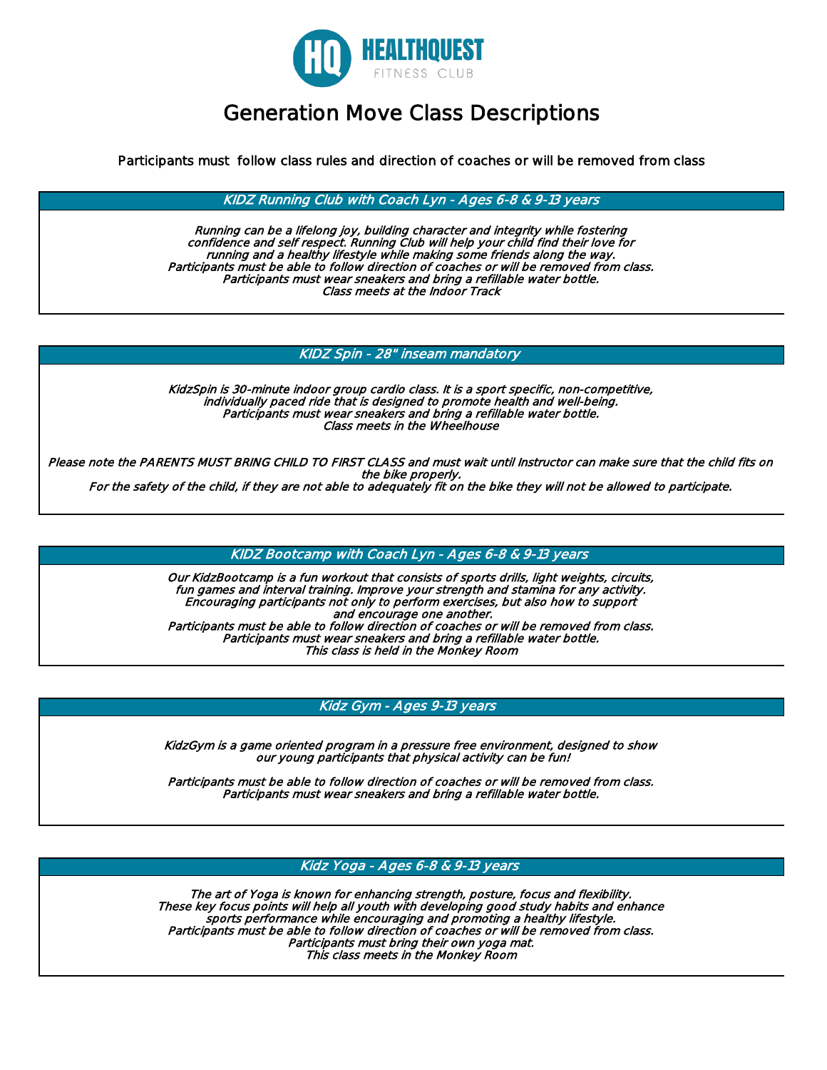HEALTHQUEST FITNESS CLUB

# Generation Move Class Descriptions

Participants must follow class rules and direction of coaches or will be removed from class

## *KIDZ Running Club with Coach Lyn - Ages 6-8 & 9-13 years*

*Running can be a lifelong joy, building character and integrity while fostering confidence and self respect. Running Club will help your child find their love for running and a healthy lifestyle while making some friends along the way.*
*Participants must be able to follow direction of coaches or will be removed from class.*
*Participants must wear sneakers and bring a refillable water bottle.*
*Class meets at the Indoor Track*

## *KIDZ Spin - 28" inseam mandatory*

*KidzSpin is 30-minute indoor group cardio class. It is a sport specific, non-competitive, individually paced ride that is designed to promote health and well-being.*
*Participants must wear sneakers and bring a refillable water bottle.*
*Class meets in the Wheelhouse*

*Please note the PARENTS MUST BRING CHILD TO FIRST CLASS and must wait until Instructor can make sure that the child fits on the bike properly.*
*For the safety of the child, if they are not able to adequately fit on the bike they will not be allowed to participate.*

## *KIDZ Bootcamp with Coach Lyn - Ages 6-8 & 9-13 years*

*Our KidzBootcamp is a fun workout that consists of sports drills, light weights, circuits, fun games and interval training. Improve your strength and stamina for any activity. Encouraging participants not only to perform exercises, but also how to support and encourage one another.*
*Participants must be able to follow direction of coaches or will be removed from class.*
*Participants must wear sneakers and bring a refillable water bottle.*
*This class is held in the Monkey Room*

## *Kidz Gym - Ages 9-13 years*

*KidzGym is a game oriented program in a pressure free environment, designed to show our young participants that physical activity can be fun!*

*Participants must be able to follow direction of coaches or will be removed from class.*
*Participants must wear sneakers and bring a refillable water bottle.*

## *Kidz Yoga - Ages 6-8 & 9-13 years*

*The art of Yoga is known for enhancing strength, posture, focus and flexibility. These key focus points will help all youth with developing good study habits and enhance sports performance while encouraging and promoting a healthy lifestyle.*
*Participants must be able to follow direction of coaches or will be removed from class.*
*Participants must bring their own yoga mat.*
*This class meets in the Monkey Room*